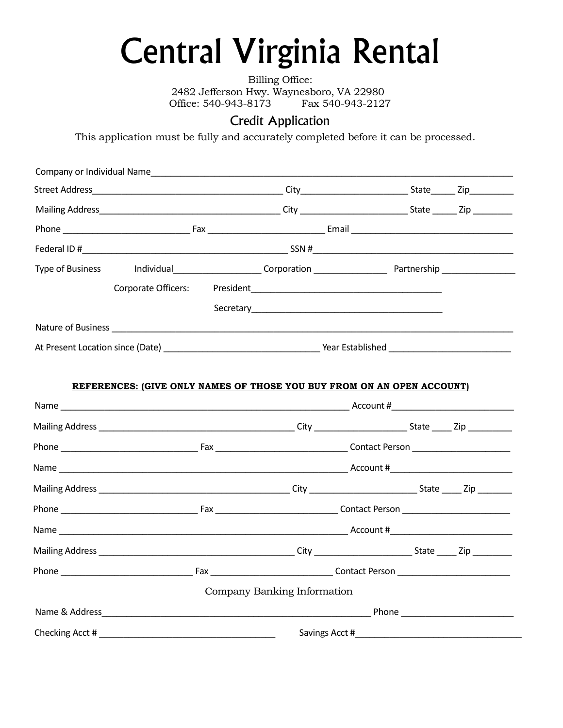# Central Virginia Rental

Billing Office:
2482 Jefferson Hwy. Waynesboro, VA 22980
Office: 540-943-8173 Fax 540-943-2127

## Credit Application

This application must be fully and accurately completed before it can be processed.

Company or Individual Name_______________________________________________

Street Address______________________ City______________ State_____ Zip_________

Mailing Address______________________ City ______________ State _____ Zip ________

Phone ________________ Fax ________________ Email ______________________

Federal ID #__________________________ SSN #__________________________

Type of Business Individual__________ Corporation __________ Partnership __________

Corporate Officers: President__________________________

Secretary__________________________

Nature of Business _______________________________________________

At Present Location since (Date) ____________________ Year Established ________________

**REFERENCES: (GIVE ONLY NAMES OF THOSE YOU BUY FROM ON AN OPEN ACCOUNT)**

Name ________________________________________ Account #__________________

Mailing Address ______________________ City ____________ State ____ Zip _________

Phone ________________ Fax ________________ Contact Person ______________

Name ________________________________________ Account #__________________

Mailing Address ______________________ City ____________ State ____ Zip _______

Phone ________________ Fax ________________ Contact Person ______________

Name ________________________________________ Account #__________________

Mailing Address ______________________ City ____________ State ____ Zip ________

Phone ________________ Fax ________________ Contact Person ______________

Company Banking Information

Name & Address________________________________________ Phone ________________

Checking Acct # ______________________ Savings Acct #______________________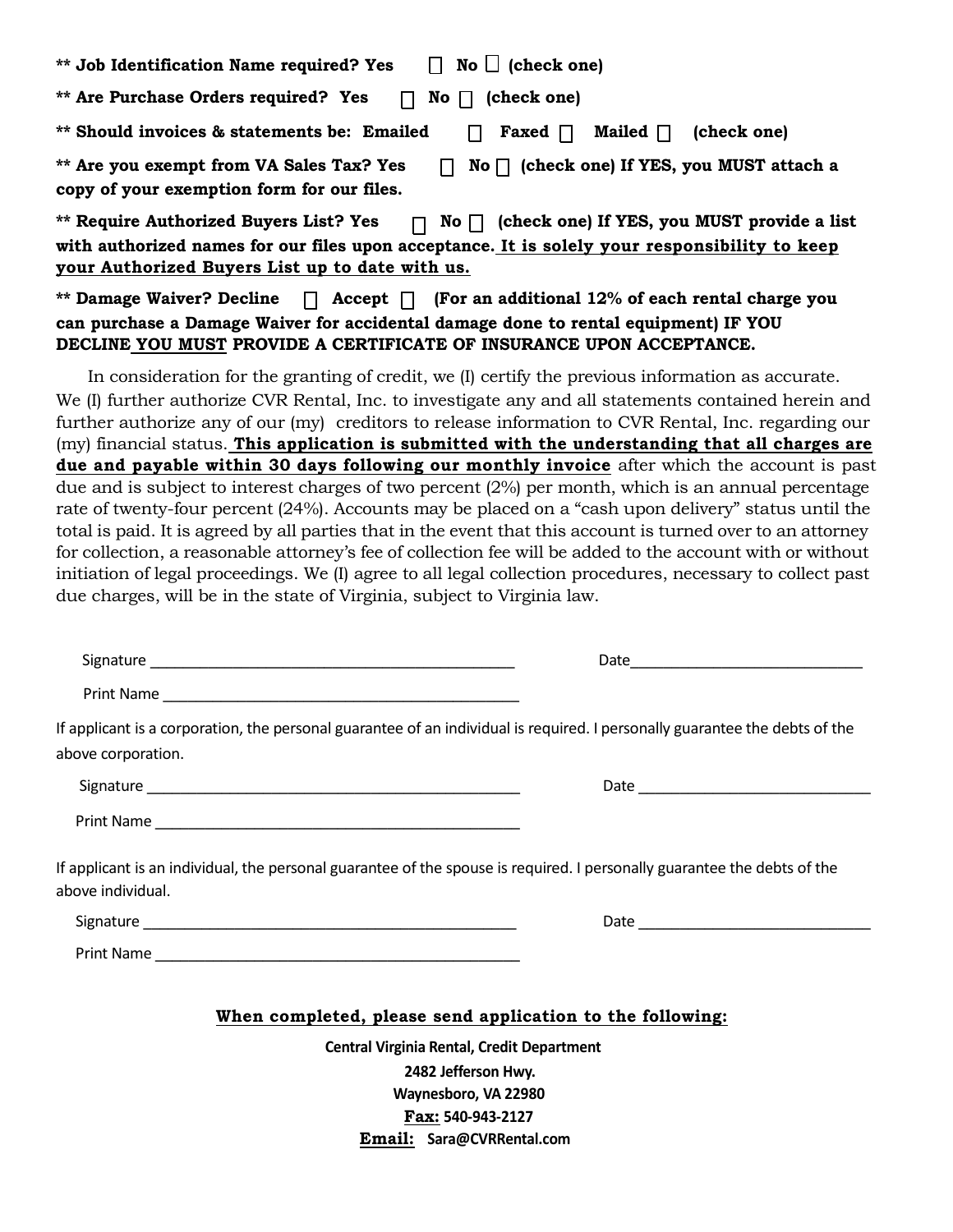**\*\* Job Identification Name required? Yes ☐ No ☐ (check one)**

**\*\* Are Purchase Orders required? Yes ☐ No ☐ (check one)**

**\*\* Should invoices & statements be: Emailed ☐ Faxed ☐ Mailed ☐ (check one)**

**\*\* Are you exempt from VA Sales Tax? Yes ☐ No ☐ (check one) If YES, you MUST attach a copy of your exemption form for our files.**

**\*\* Require Authorized Buyers List? Yes ☐ No ☐ (check one) If YES, you MUST provide a list with authorized names for our files upon acceptance. <u>It is solely your responsibility to keep your Authorized Buyers List up to date with us.</u>**

**\*\* Damage Waiver? Decline ☐ Accept ☐ (For an additional 12% of each rental charge you can purchase a Damage Waiver for accidental damage done to rental equipment) IF YOU DECLINE <u>YOU MUST</u> PROVIDE A CERTIFICATE OF INSURANCE UPON ACCEPTANCE.**

In consideration for the granting of credit, we (I) certify the previous information as accurate. We (I) further authorize CVR Rental, Inc. to investigate any and all statements contained herein and further authorize any of our (my) creditors to release information to CVR Rental, Inc. regarding our (my) financial status. **<u>This application is submitted with the understanding that all charges are due and payable within 30 days following our monthly invoice</u>** after which the account is past due and is subject to interest charges of two percent (2%) per month, which is an annual percentage rate of twenty-four percent (24%). Accounts may be placed on a "cash upon delivery" status until the total is paid. It is agreed by all parties that in the event that this account is turned over to an attorney for collection, a reasonable attorney's fee of collection fee will be added to the account with or without initiation of legal proceedings. We (I) agree to all legal collection procedures, necessary to collect past due charges, will be in the state of Virginia, subject to Virginia law.

Signature ______________________________________ Date ___________________________

Print Name ______________________________________

If applicant is a corporation, the personal guarantee of an individual is required. I personally guarantee the debts of the above corporation.

Signature ______________________________________ Date ___________________________

Print Name ______________________________________

If applicant is an individual, the personal guarantee of the spouse is required. I personally guarantee the debts of the above individual.

Signature ______________________________________ Date ___________________________

Print Name ______________________________________

**<u>When completed, please send application to the following:</u>**

**Central Virginia Rental, Credit Department**
**2482 Jefferson Hwy.**
**Waynesboro, VA 22980**
**<u>Fax:</u> 540-943-2127**
**<u>Email:</u> Sara@CVRRental.com**